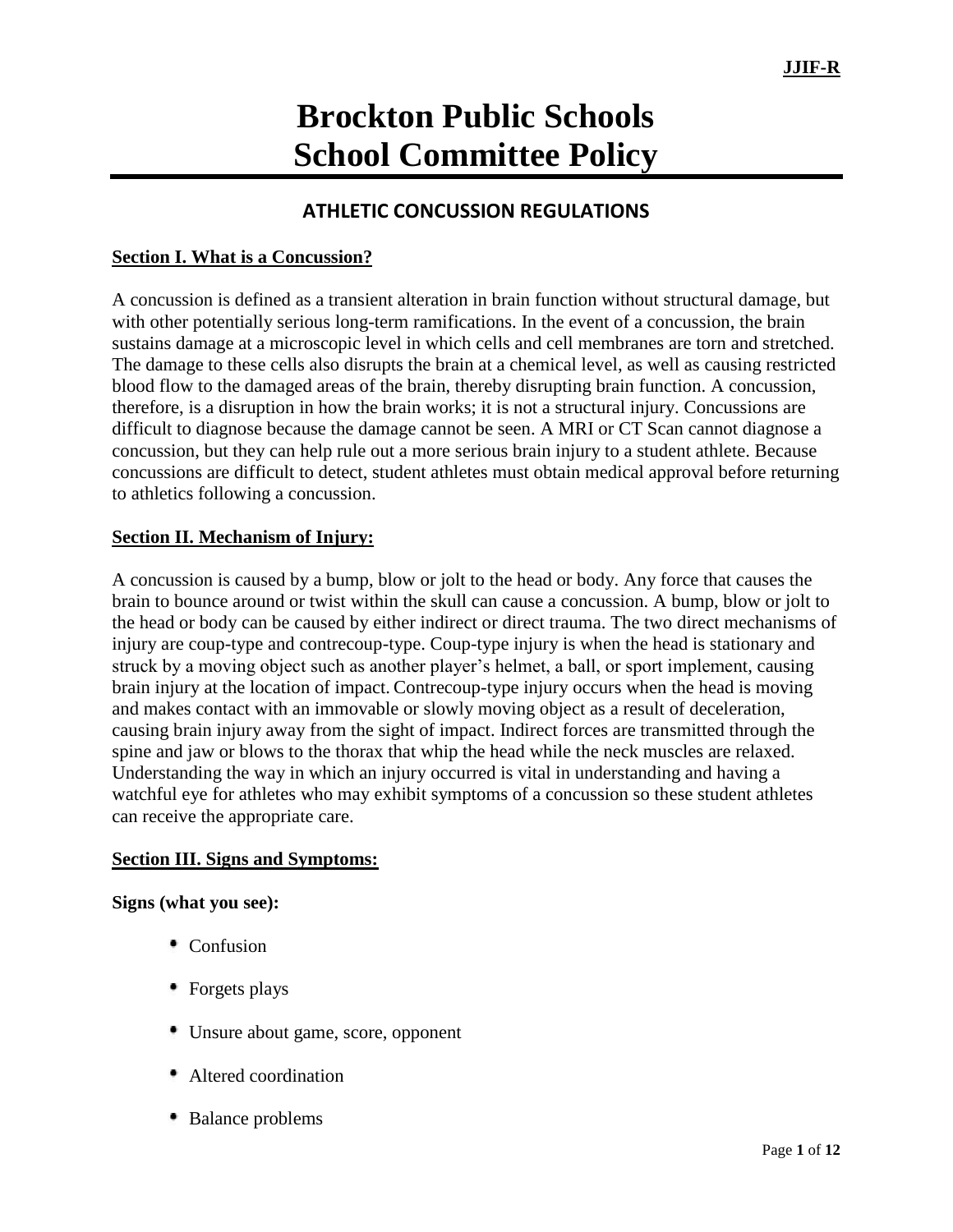**JJIF-R**

# Brockton Public Schools
# School Committee Policy

## ATHLETIC CONCUSSION REGULATIONS

### Section I. What is a Concussion?

A concussion is defined as a transient alteration in brain function without structural damage, but with other potentially serious long-term ramifications. In the event of a concussion, the brain sustains damage at a microscopic level in which cells and cell membranes are torn and stretched. The damage to these cells also disrupts the brain at a chemical level, as well as causing restricted blood flow to the damaged areas of the brain, thereby disrupting brain function. A concussion, therefore, is a disruption in how the brain works; it is not a structural injury. Concussions are difficult to diagnose because the damage cannot be seen. A MRI or CT Scan cannot diagnose a concussion, but they can help rule out a more serious brain injury to a student athlete. Because concussions are difficult to detect, student athletes must obtain medical approval before returning to athletics following a concussion.

### Section II. Mechanism of Injury:

A concussion is caused by a bump, blow or jolt to the head or body. Any force that causes the brain to bounce around or twist within the skull can cause a concussion. A bump, blow or jolt to the head or body can be caused by either indirect or direct trauma. The two direct mechanisms of injury are coup-type and contrecoup-type. Coup-type injury is when the head is stationary and struck by a moving object such as another player's helmet, a ball, or sport implement, causing brain injury at the location of impact. Contrecoup-type injury occurs when the head is moving and makes contact with an immovable or slowly moving object as a result of deceleration, causing brain injury away from the sight of impact. Indirect forces are transmitted through the spine and jaw or blows to the thorax that whip the head while the neck muscles are relaxed. Understanding the way in which an injury occurred is vital in understanding and having a watchful eye for athletes who may exhibit symptoms of a concussion so these student athletes can receive the appropriate care.

### Section III. Signs and Symptoms:

**Signs (what you see):**

- Confusion
- Forgets plays
- Unsure about game, score, opponent
- Altered coordination
- Balance problems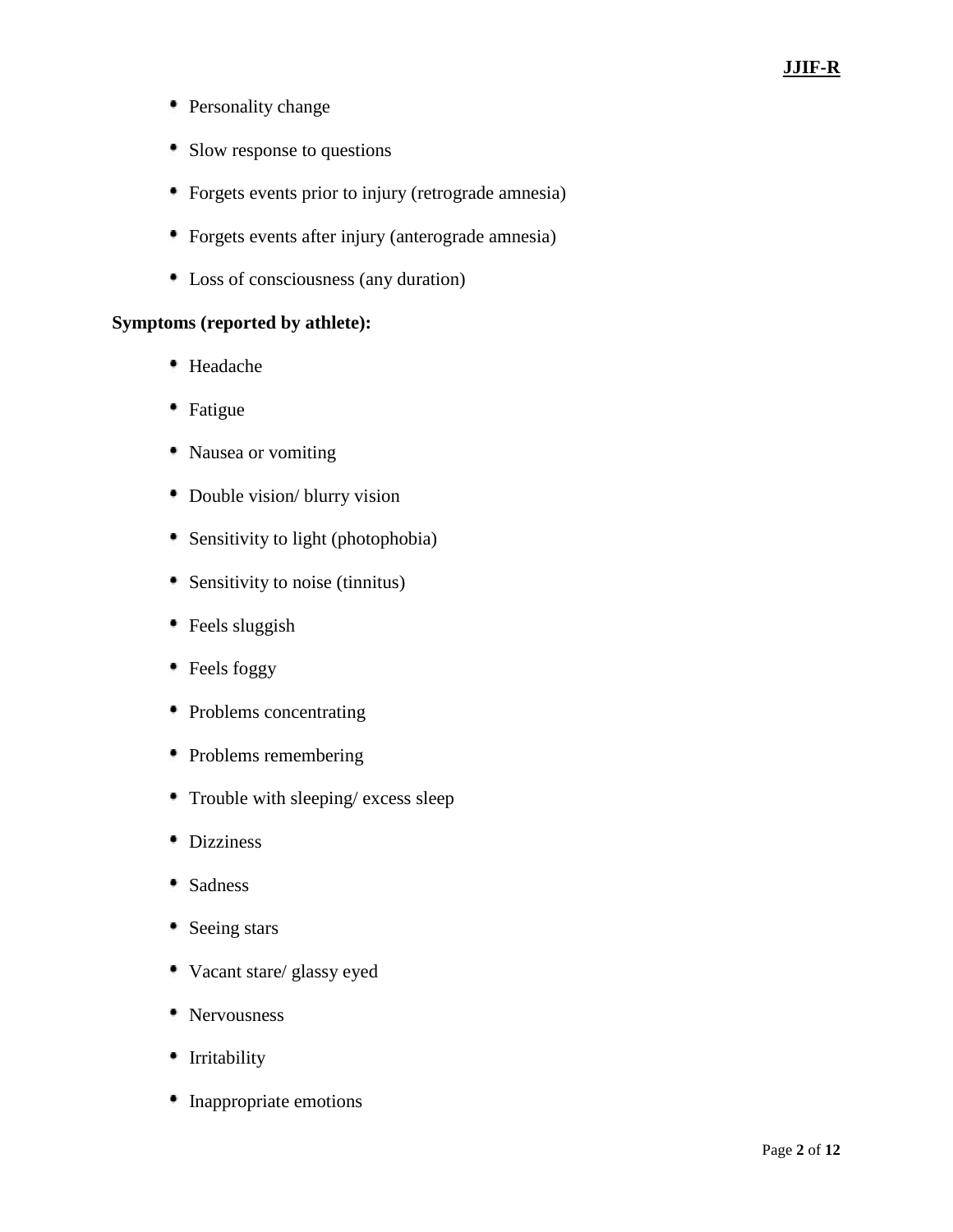- Personality change
- Slow response to questions
- Forgets events prior to injury (retrograde amnesia)
- Forgets events after injury (anterograde amnesia)
- Loss of consciousness (any duration)

**Symptoms (reported by athlete):**

- Headache
- Fatigue
- Nausea or vomiting
- Double vision/ blurry vision
- Sensitivity to light (photophobia)
- Sensitivity to noise (tinnitus)
- Feels sluggish
- Feels foggy
- Problems concentrating
- Problems remembering
- Trouble with sleeping/ excess sleep
- Dizziness
- Sadness
- Seeing stars
- Vacant stare/ glassy eyed
- Nervousness
- Irritability
- Inappropriate emotions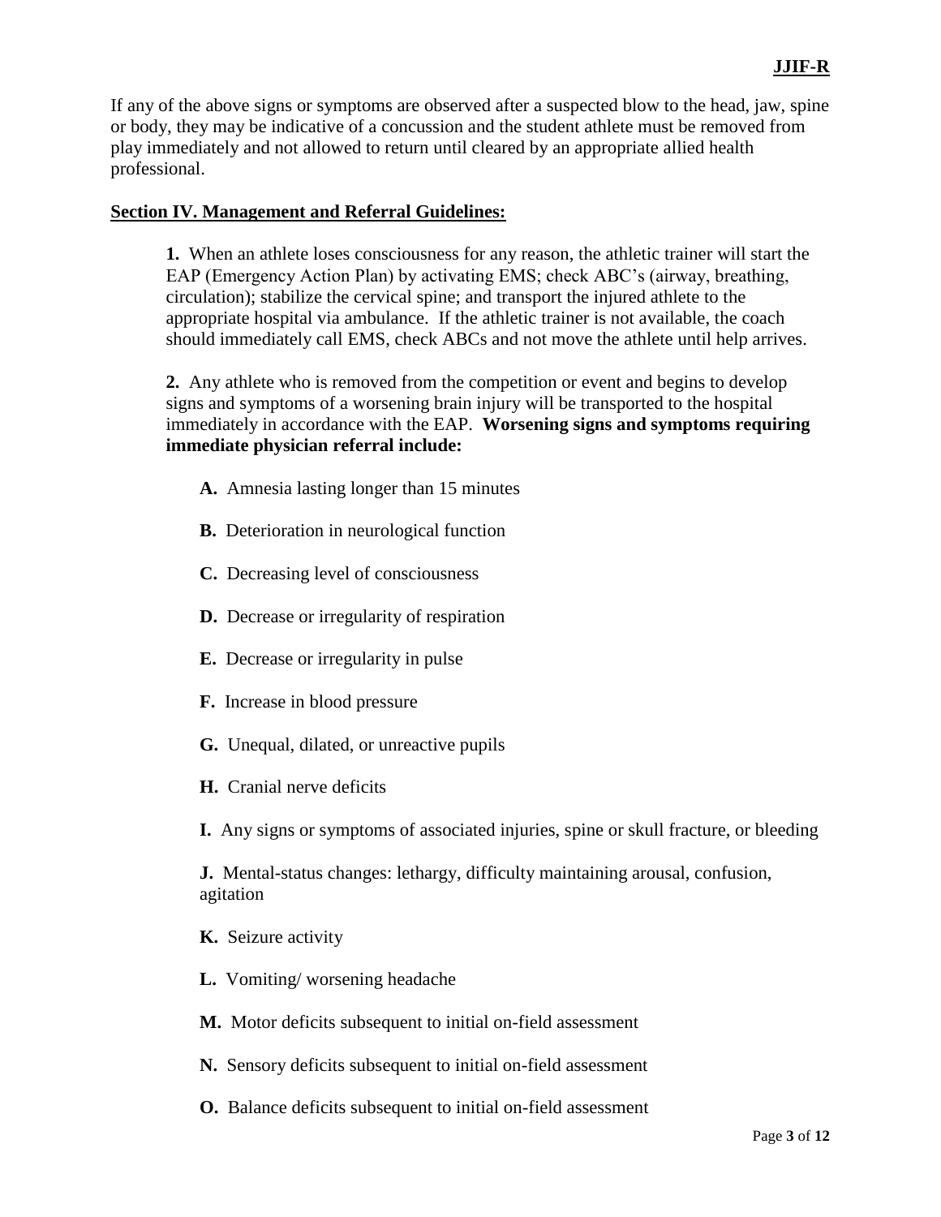If any of the above signs or symptoms are observed after a suspected blow to the head, jaw, spine or body, they may be indicative of a concussion and the student athlete must be removed from play immediately and not allowed to return until cleared by an appropriate allied health professional.

## Section IV. Management and Referral Guidelines:

**1.** When an athlete loses consciousness for any reason, the athletic trainer will start the EAP (Emergency Action Plan) by activating EMS; check ABC's (airway, breathing, circulation); stabilize the cervical spine; and transport the injured athlete to the appropriate hospital via ambulance. If the athletic trainer is not available, the coach should immediately call EMS, check ABCs and not move the athlete until help arrives.

**2.** Any athlete who is removed from the competition or event and begins to develop signs and symptoms of a worsening brain injury will be transported to the hospital immediately in accordance with the EAP. **Worsening signs and symptoms requiring immediate physician referral include:**

**A.** Amnesia lasting longer than 15 minutes

**B.** Deterioration in neurological function

**C.** Decreasing level of consciousness

**D.** Decrease or irregularity of respiration

**E.** Decrease or irregularity in pulse

**F.** Increase in blood pressure

**G.** Unequal, dilated, or unreactive pupils

**H.** Cranial nerve deficits

**I.** Any signs or symptoms of associated injuries, spine or skull fracture, or bleeding

**J.** Mental-status changes: lethargy, difficulty maintaining arousal, confusion, agitation

**K.** Seizure activity

**L.** Vomiting/ worsening headache

**M.** Motor deficits subsequent to initial on-field assessment

**N.** Sensory deficits subsequent to initial on-field assessment

**O.** Balance deficits subsequent to initial on-field assessment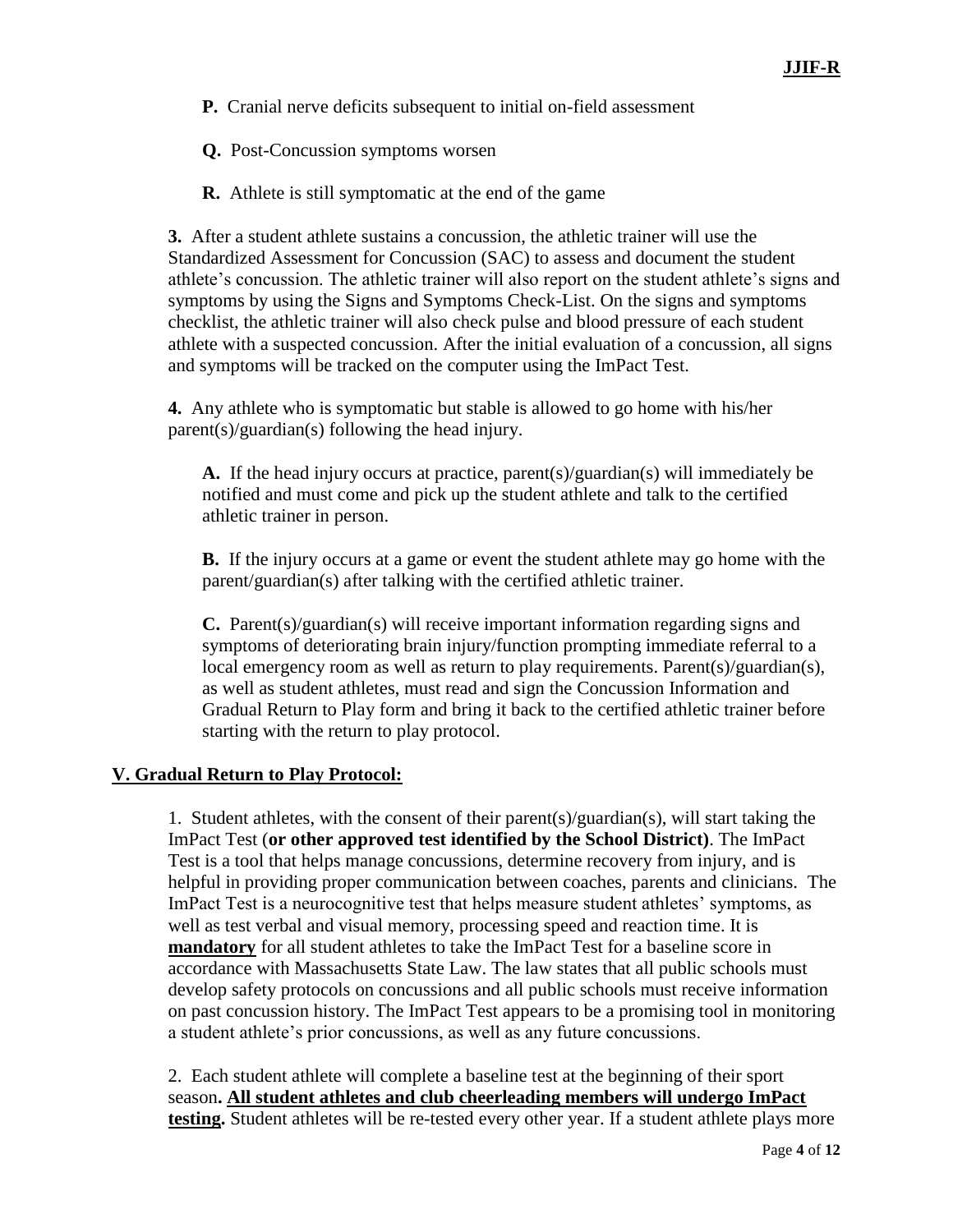**P.** Cranial nerve deficits subsequent to initial on-field assessment

**Q.** Post-Concussion symptoms worsen

**R.** Athlete is still symptomatic at the end of the game

**3.** After a student athlete sustains a concussion, the athletic trainer will use the Standardized Assessment for Concussion (SAC) to assess and document the student athlete's concussion. The athletic trainer will also report on the student athlete's signs and symptoms by using the Signs and Symptoms Check-List. On the signs and symptoms checklist, the athletic trainer will also check pulse and blood pressure of each student athlete with a suspected concussion. After the initial evaluation of a concussion, all signs and symptoms will be tracked on the computer using the ImPact Test.

**4.** Any athlete who is symptomatic but stable is allowed to go home with his/her parent(s)/guardian(s) following the head injury.

**A.** If the head injury occurs at practice, parent(s)/guardian(s) will immediately be notified and must come and pick up the student athlete and talk to the certified athletic trainer in person.

**B.** If the injury occurs at a game or event the student athlete may go home with the parent/guardian(s) after talking with the certified athletic trainer.

**C.** Parent(s)/guardian(s) will receive important information regarding signs and symptoms of deteriorating brain injury/function prompting immediate referral to a local emergency room as well as return to play requirements. Parent(s)/guardian(s), as well as student athletes, must read and sign the Concussion Information and Gradual Return to Play form and bring it back to the certified athletic trainer before starting with the return to play protocol.

## <u>V. Gradual Return to Play Protocol:</u>

1. Student athletes, with the consent of their parent(s)/guardian(s), will start taking the ImPact Test (**or other approved test identified by the School District)**. The ImPact Test is a tool that helps manage concussions, determine recovery from injury, and is helpful in providing proper communication between coaches, parents and clinicians. The ImPact Test is a neurocognitive test that helps measure student athletes' symptoms, as well as test verbal and visual memory, processing speed and reaction time. It is <u>**mandatory**</u> for all student athletes to take the ImPact Test for a baseline score in accordance with Massachusetts State Law. The law states that all public schools must develop safety protocols on concussions and all public schools must receive information on past concussion history. The ImPact Test appears to be a promising tool in monitoring a student athlete's prior concussions, as well as any future concussions.

2. Each student athlete will complete a baseline test at the beginning of their sport season**.** <u>**All student athletes and club cheerleading members will undergo ImPact testing.**</u> Student athletes will be re-tested every other year. If a student athlete plays more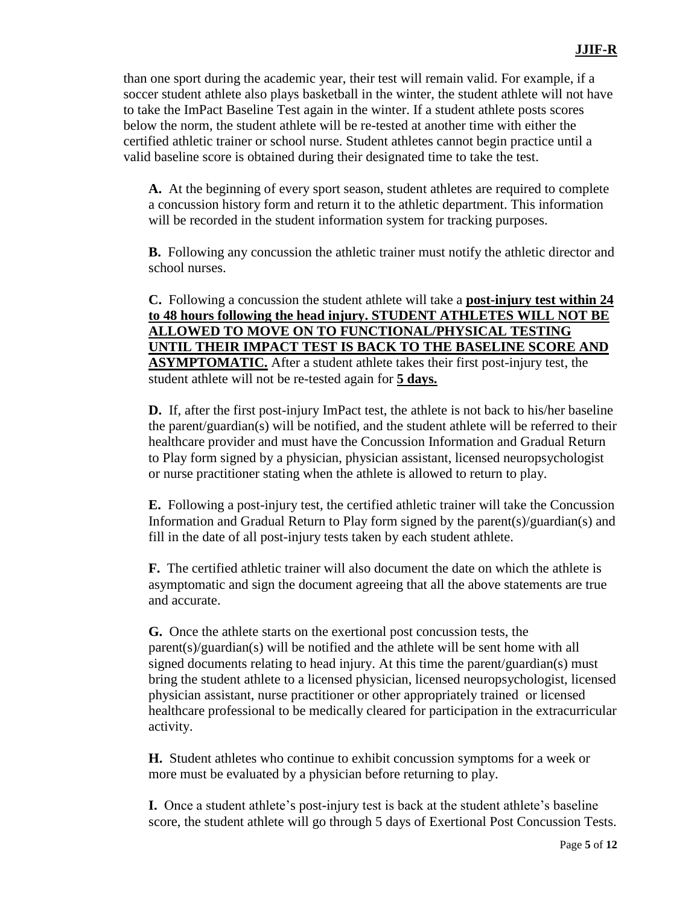than one sport during the academic year, their test will remain valid. For example, if a soccer student athlete also plays basketball in the winter, the student athlete will not have to take the ImPact Baseline Test again in the winter. If a student athlete posts scores below the norm, the student athlete will be re-tested at another time with either the certified athletic trainer or school nurse. Student athletes cannot begin practice until a valid baseline score is obtained during their designated time to take the test.

**A.** At the beginning of every sport season, student athletes are required to complete a concussion history form and return it to the athletic department. This information will be recorded in the student information system for tracking purposes.

**B.** Following any concussion the athletic trainer must notify the athletic director and school nurses.

**C.** Following a concussion the student athlete will take a **post-injury test within 24 to 48 hours following the head injury. STUDENT ATHLETES WILL NOT BE ALLOWED TO MOVE ON TO FUNCTIONAL/PHYSICAL TESTING UNTIL THEIR IMPACT TEST IS BACK TO THE BASELINE SCORE AND ASYMPTOMATIC.** After a student athlete takes their first post-injury test, the student athlete will not be re-tested again for **5 days.**

**D.** If, after the first post-injury ImPact test, the athlete is not back to his/her baseline the parent/guardian(s) will be notified, and the student athlete will be referred to their healthcare provider and must have the Concussion Information and Gradual Return to Play form signed by a physician, physician assistant, licensed neuropsychologist or nurse practitioner stating when the athlete is allowed to return to play.

**E.** Following a post-injury test, the certified athletic trainer will take the Concussion Information and Gradual Return to Play form signed by the parent(s)/guardian(s) and fill in the date of all post-injury tests taken by each student athlete.

**F.** The certified athletic trainer will also document the date on which the athlete is asymptomatic and sign the document agreeing that all the above statements are true and accurate.

**G.** Once the athlete starts on the exertional post concussion tests, the parent(s)/guardian(s) will be notified and the athlete will be sent home with all signed documents relating to head injury. At this time the parent/guardian(s) must bring the student athlete to a licensed physician, licensed neuropsychologist, licensed physician assistant, nurse practitioner or other appropriately trained or licensed healthcare professional to be medically cleared for participation in the extracurricular activity.

**H.** Student athletes who continue to exhibit concussion symptoms for a week or more must be evaluated by a physician before returning to play.

**I.** Once a student athlete's post-injury test is back at the student athlete's baseline score, the student athlete will go through 5 days of Exertional Post Concussion Tests.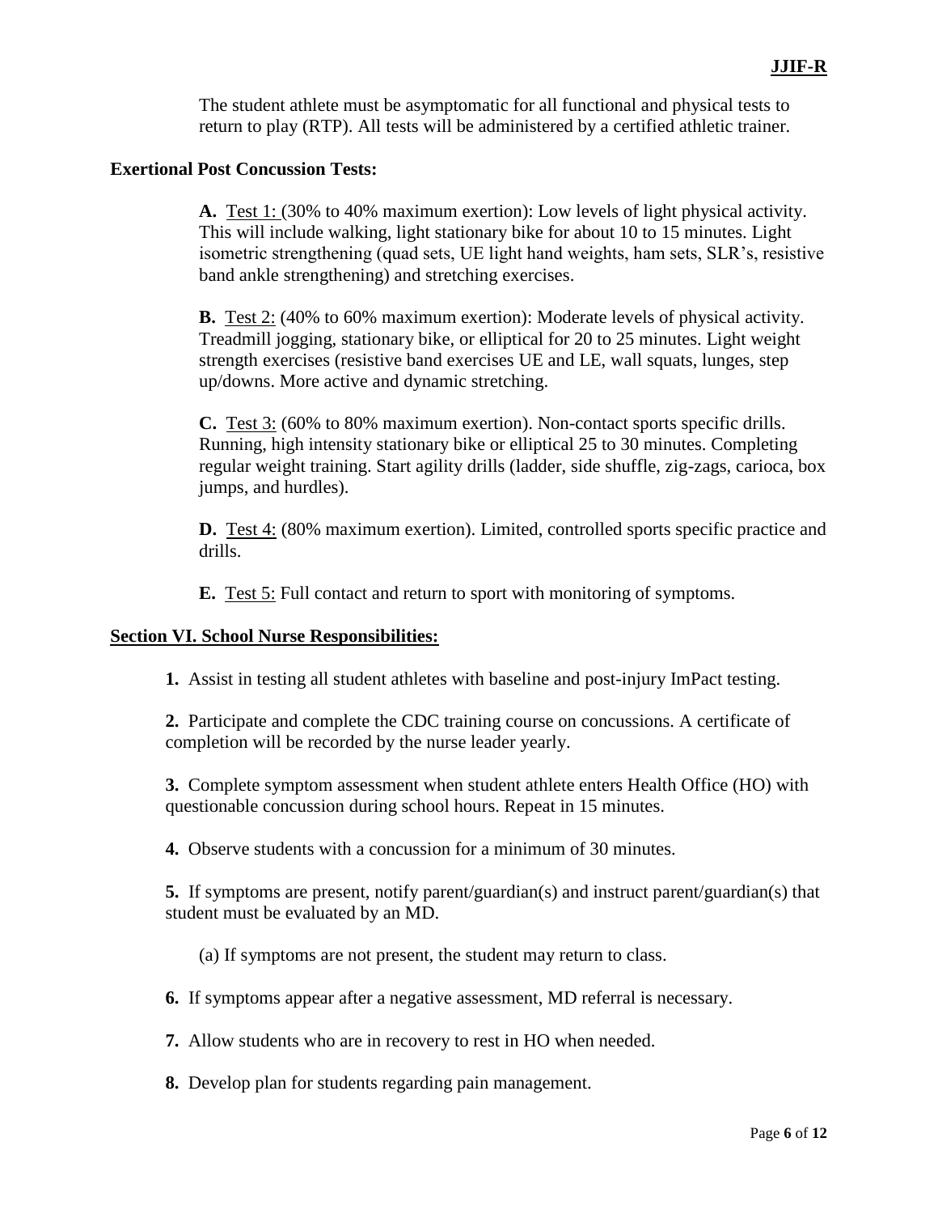The student athlete must be asymptomatic for all functional and physical tests to return to play (RTP). All tests will be administered by a certified athletic trainer.

**Exertional Post Concussion Tests:**

**A.** Test 1: (30% to 40% maximum exertion): Low levels of light physical activity. This will include walking, light stationary bike for about 10 to 15 minutes. Light isometric strengthening (quad sets, UE light hand weights, ham sets, SLR's, resistive band ankle strengthening) and stretching exercises.

**B.** Test 2: (40% to 60% maximum exertion): Moderate levels of physical activity. Treadmill jogging, stationary bike, or elliptical for 20 to 25 minutes. Light weight strength exercises (resistive band exercises UE and LE, wall squats, lunges, step up/downs. More active and dynamic stretching.

**C.** Test 3: (60% to 80% maximum exertion). Non-contact sports specific drills. Running, high intensity stationary bike or elliptical 25 to 30 minutes. Completing regular weight training. Start agility drills (ladder, side shuffle, zig-zags, carioca, box jumps, and hurdles).

**D.** Test 4: (80% maximum exertion). Limited, controlled sports specific practice and drills.

**E.** Test 5: Full contact and return to sport with monitoring of symptoms.

**Section VI. School Nurse Responsibilities:**

**1.** Assist in testing all student athletes with baseline and post-injury ImPact testing.

**2.** Participate and complete the CDC training course on concussions. A certificate of completion will be recorded by the nurse leader yearly.

**3.** Complete symptom assessment when student athlete enters Health Office (HO) with questionable concussion during school hours. Repeat in 15 minutes.

**4.** Observe students with a concussion for a minimum of 30 minutes.

**5.** If symptoms are present, notify parent/guardian(s) and instruct parent/guardian(s) that student must be evaluated by an MD.

(a) If symptoms are not present, the student may return to class.

**6.** If symptoms appear after a negative assessment, MD referral is necessary.

**7.** Allow students who are in recovery to rest in HO when needed.

**8.** Develop plan for students regarding pain management.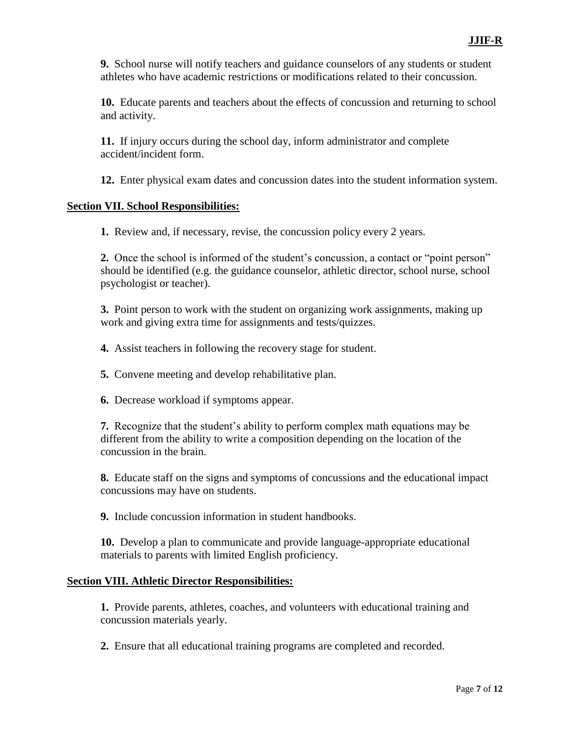**9.** School nurse will notify teachers and guidance counselors of any students or student athletes who have academic restrictions or modifications related to their concussion.

**10.** Educate parents and teachers about the effects of concussion and returning to school and activity.

**11.** If injury occurs during the school day, inform administrator and complete accident/incident form.

**12.** Enter physical exam dates and concussion dates into the student information system.

**Section VII. School Responsibilities:**

**1.** Review and, if necessary, revise, the concussion policy every 2 years.

**2.** Once the school is informed of the student's concussion, a contact or "point person" should be identified (e.g. the guidance counselor, athletic director, school nurse, school psychologist or teacher).

**3.** Point person to work with the student on organizing work assignments, making up work and giving extra time for assignments and tests/quizzes.

**4.** Assist teachers in following the recovery stage for student.

**5.** Convene meeting and develop rehabilitative plan.

**6.** Decrease workload if symptoms appear.

**7.** Recognize that the student's ability to perform complex math equations may be different from the ability to write a composition depending on the location of the concussion in the brain.

**8.** Educate staff on the signs and symptoms of concussions and the educational impact concussions may have on students.

**9.** Include concussion information in student handbooks.

**10.** Develop a plan to communicate and provide language-appropriate educational materials to parents with limited English proficiency.

**Section VIII. Athletic Director Responsibilities:**

**1.** Provide parents, athletes, coaches, and volunteers with educational training and concussion materials yearly.

**2.** Ensure that all educational training programs are completed and recorded.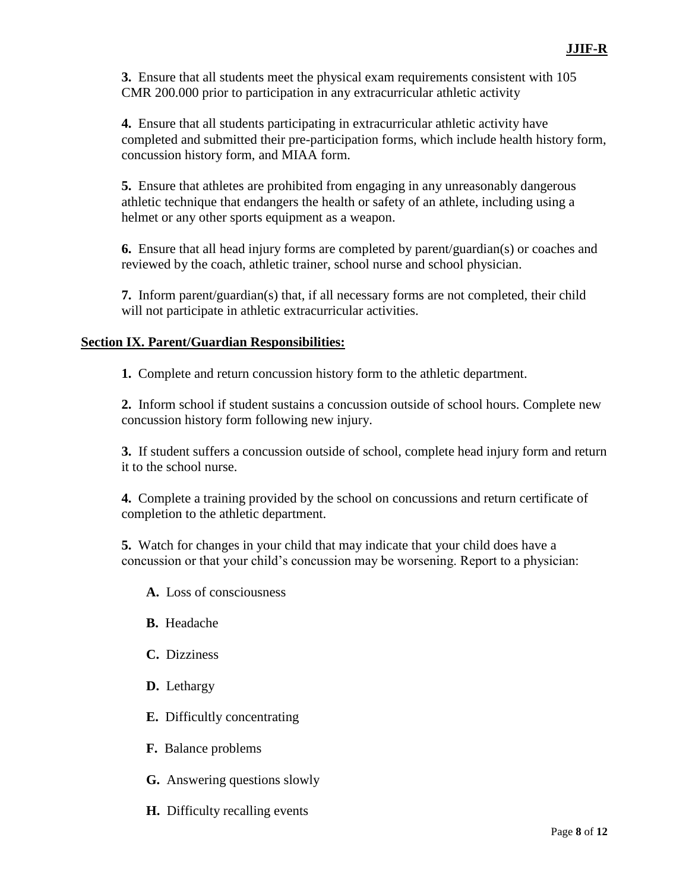**3.** Ensure that all students meet the physical exam requirements consistent with 105 CMR 200.000 prior to participation in any extracurricular athletic activity

**4.** Ensure that all students participating in extracurricular athletic activity have completed and submitted their pre-participation forms, which include health history form, concussion history form, and MIAA form.

**5.** Ensure that athletes are prohibited from engaging in any unreasonably dangerous athletic technique that endangers the health or safety of an athlete, including using a helmet or any other sports equipment as a weapon.

**6.** Ensure that all head injury forms are completed by parent/guardian(s) or coaches and reviewed by the coach, athletic trainer, school nurse and school physician.

**7.** Inform parent/guardian(s) that, if all necessary forms are not completed, their child will not participate in athletic extracurricular activities.

## Section IX. Parent/Guardian Responsibilities:

**1.** Complete and return concussion history form to the athletic department.

**2.** Inform school if student sustains a concussion outside of school hours. Complete new concussion history form following new injury.

**3.** If student suffers a concussion outside of school, complete head injury form and return it to the school nurse.

**4.** Complete a training provided by the school on concussions and return certificate of completion to the athletic department.

**5.** Watch for changes in your child that may indicate that your child does have a concussion or that your child's concussion may be worsening. Report to a physician:

- **A.** Loss of consciousness
- **B.** Headache
- **C.** Dizziness
- **D.** Lethargy
- **E.** Difficultly concentrating
- **F.** Balance problems
- **G.** Answering questions slowly
- **H.** Difficulty recalling events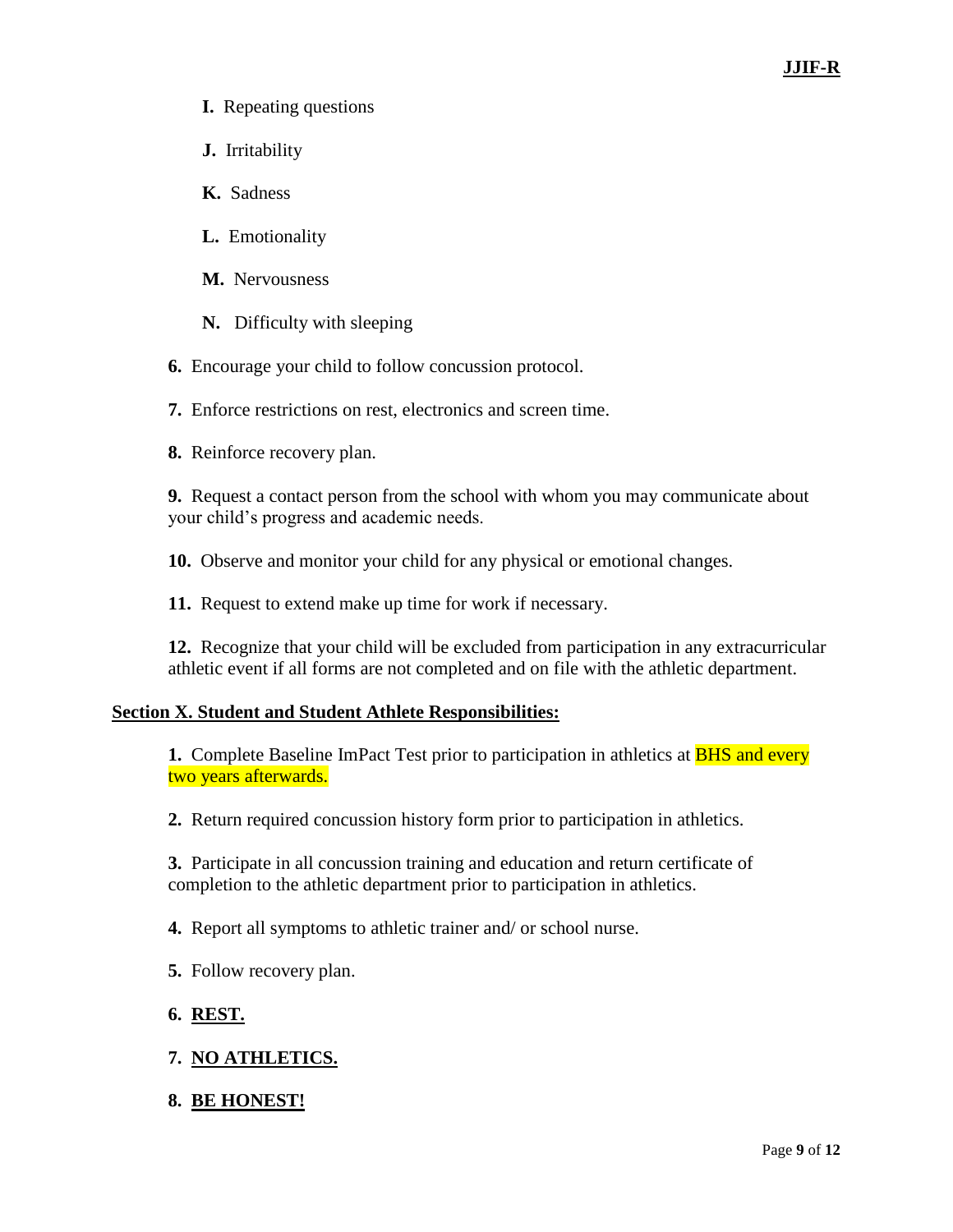I. Repeating questions

J. Irritability

K. Sadness

L. Emotionality

M. Nervousness

N. Difficulty with sleeping

6. Encourage your child to follow concussion protocol.

7. Enforce restrictions on rest, electronics and screen time.

8. Reinforce recovery plan.

9. Request a contact person from the school with whom you may communicate about your child's progress and academic needs.

10. Observe and monitor your child for any physical or emotional changes.

11. Request to extend make up time for work if necessary.

12. Recognize that your child will be excluded from participation in any extracurricular athletic event if all forms are not completed and on file with the athletic department.

## Section X. Student and Student Athlete Responsibilities:

1. Complete Baseline ImPact Test prior to participation in athletics at BHS and every two years afterwards.

2. Return required concussion history form prior to participation in athletics.

3. Participate in all concussion training and education and return certificate of completion to the athletic department prior to participation in athletics.

4. Report all symptoms to athletic trainer and/ or school nurse.

5. Follow recovery plan.

6. **REST.**

7. **NO ATHLETICS.**

8. **BE HONEST!**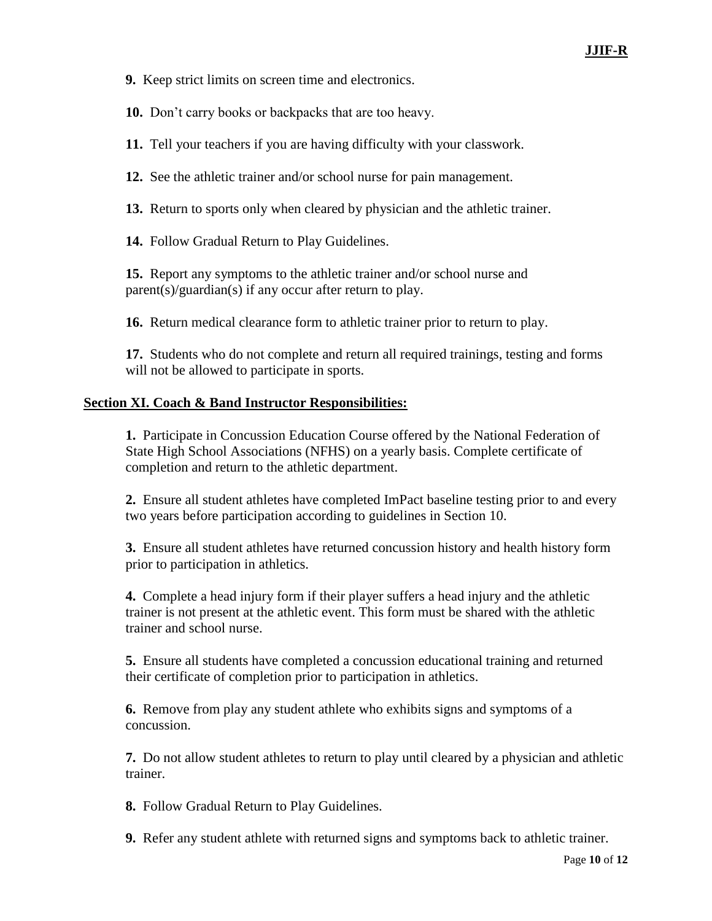**9.** Keep strict limits on screen time and electronics.

**10.** Don't carry books or backpacks that are too heavy.

**11.** Tell your teachers if you are having difficulty with your classwork.

**12.** See the athletic trainer and/or school nurse for pain management.

**13.** Return to sports only when cleared by physician and the athletic trainer.

**14.** Follow Gradual Return to Play Guidelines.

**15.** Report any symptoms to the athletic trainer and/or school nurse and parent(s)/guardian(s) if any occur after return to play.

**16.** Return medical clearance form to athletic trainer prior to return to play.

**17.** Students who do not complete and return all required trainings, testing and forms will not be allowed to participate in sports.

## Section XI. Coach & Band Instructor Responsibilities:

**1.** Participate in Concussion Education Course offered by the National Federation of State High School Associations (NFHS) on a yearly basis. Complete certificate of completion and return to the athletic department.

**2.** Ensure all student athletes have completed ImPact baseline testing prior to and every two years before participation according to guidelines in Section 10.

**3.** Ensure all student athletes have returned concussion history and health history form prior to participation in athletics.

**4.** Complete a head injury form if their player suffers a head injury and the athletic trainer is not present at the athletic event. This form must be shared with the athletic trainer and school nurse.

**5.** Ensure all students have completed a concussion educational training and returned their certificate of completion prior to participation in athletics.

**6.** Remove from play any student athlete who exhibits signs and symptoms of a concussion.

**7.** Do not allow student athletes to return to play until cleared by a physician and athletic trainer.

**8.** Follow Gradual Return to Play Guidelines.

**9.** Refer any student athlete with returned signs and symptoms back to athletic trainer.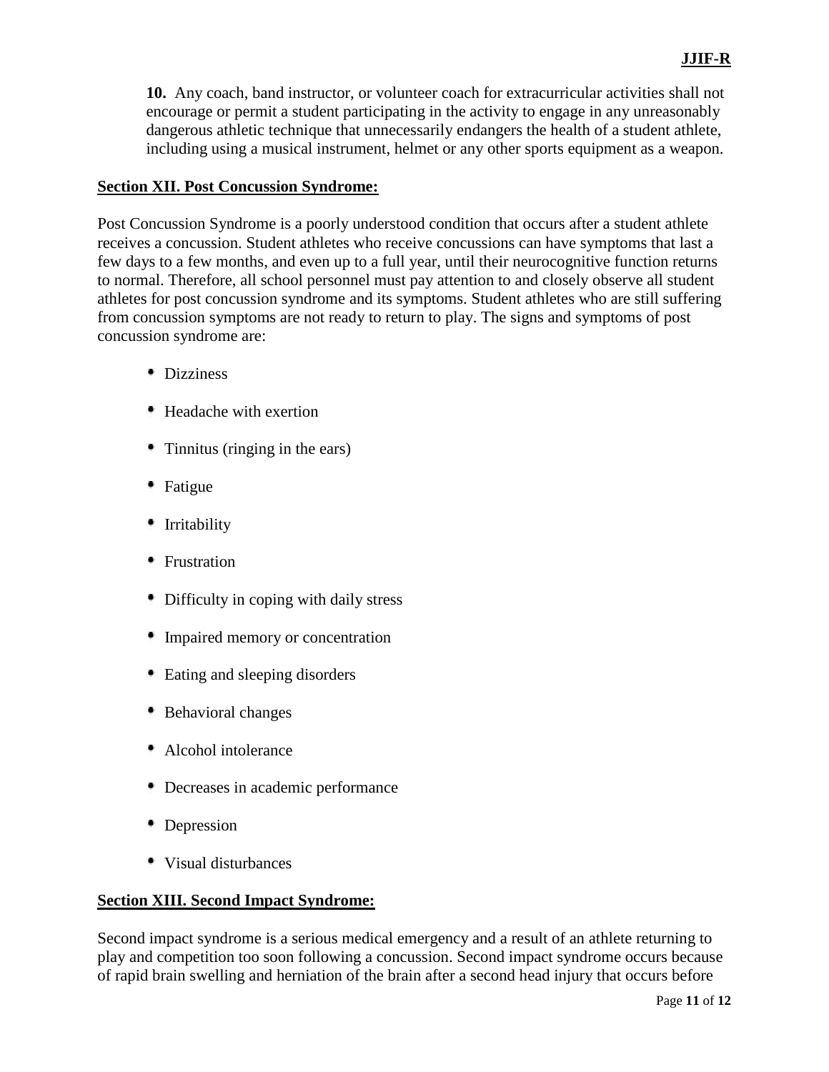**10.** Any coach, band instructor, or volunteer coach for extracurricular activities shall not encourage or permit a student participating in the activity to engage in any unreasonably dangerous athletic technique that unnecessarily endangers the health of a student athlete, including using a musical instrument, helmet or any other sports equipment as a weapon.

## Section XII. Post Concussion Syndrome:

Post Concussion Syndrome is a poorly understood condition that occurs after a student athlete receives a concussion. Student athletes who receive concussions can have symptoms that last a few days to a few months, and even up to a full year, until their neurocognitive function returns to normal. Therefore, all school personnel must pay attention to and closely observe all student athletes for post concussion syndrome and its symptoms. Student athletes who are still suffering from concussion symptoms are not ready to return to play. The signs and symptoms of post concussion syndrome are:

- Dizziness
- Headache with exertion
- Tinnitus (ringing in the ears)
- Fatigue
- Irritability
- Frustration
- Difficulty in coping with daily stress
- Impaired memory or concentration
- Eating and sleeping disorders
- Behavioral changes
- Alcohol intolerance
- Decreases in academic performance
- Depression
- Visual disturbances

## Section XIII. Second Impact Syndrome:

Second impact syndrome is a serious medical emergency and a result of an athlete returning to play and competition too soon following a concussion. Second impact syndrome occurs because of rapid brain swelling and herniation of the brain after a second head injury that occurs before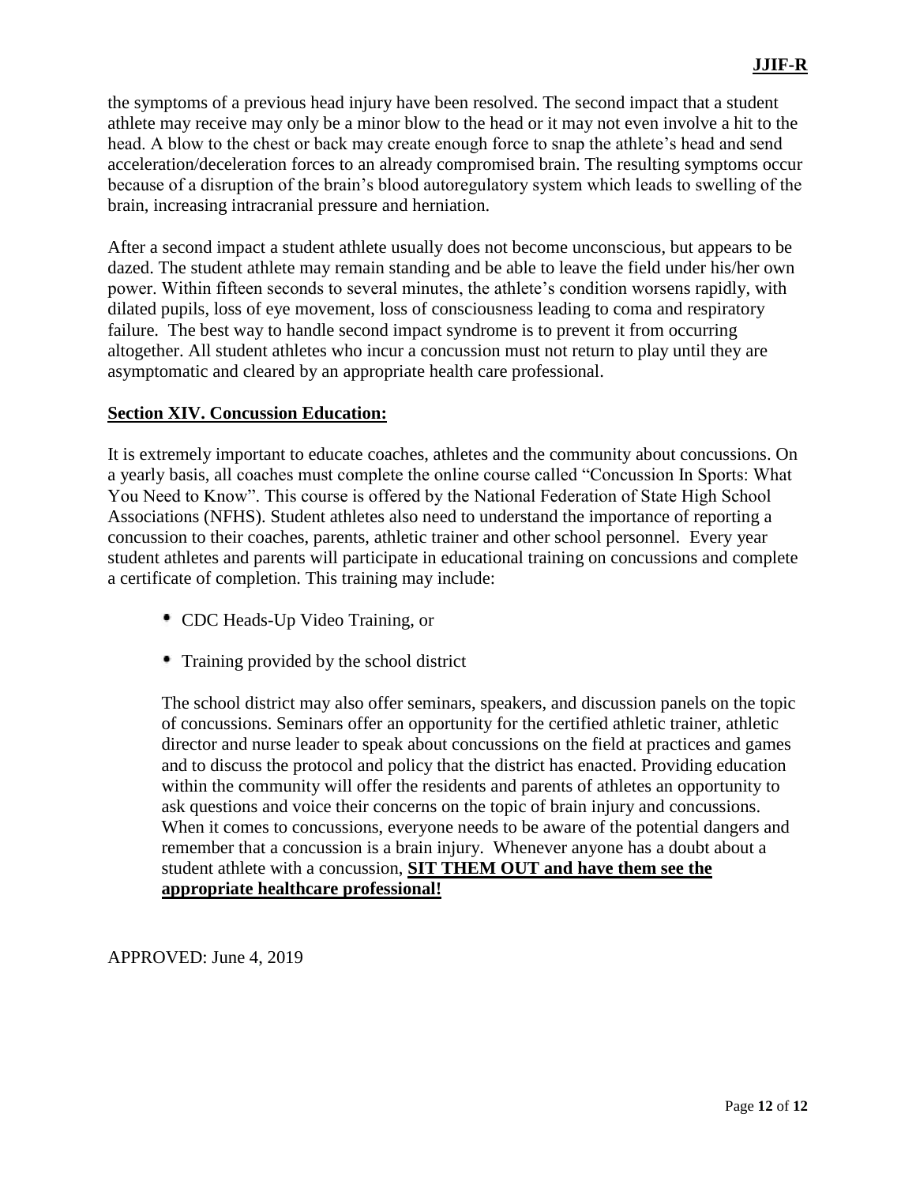the symptoms of a previous head injury have been resolved. The second impact that a student athlete may receive may only be a minor blow to the head or it may not even involve a hit to the head. A blow to the chest or back may create enough force to snap the athlete's head and send acceleration/deceleration forces to an already compromised brain. The resulting symptoms occur because of a disruption of the brain's blood autoregulatory system which leads to swelling of the brain, increasing intracranial pressure and herniation.

After a second impact a student athlete usually does not become unconscious, but appears to be dazed. The student athlete may remain standing and be able to leave the field under his/her own power. Within fifteen seconds to several minutes, the athlete's condition worsens rapidly, with dilated pupils, loss of eye movement, loss of consciousness leading to coma and respiratory failure. The best way to handle second impact syndrome is to prevent it from occurring altogether. All student athletes who incur a concussion must not return to play until they are asymptomatic and cleared by an appropriate health care professional.

## Section XIV. Concussion Education:

It is extremely important to educate coaches, athletes and the community about concussions. On a yearly basis, all coaches must complete the online course called "Concussion In Sports: What You Need to Know". This course is offered by the National Federation of State High School Associations (NFHS). Student athletes also need to understand the importance of reporting a concussion to their coaches, parents, athletic trainer and other school personnel. Every year student athletes and parents will participate in educational training on concussions and complete a certificate of completion. This training may include:

- CDC Heads-Up Video Training, or
- Training provided by the school district

The school district may also offer seminars, speakers, and discussion panels on the topic of concussions. Seminars offer an opportunity for the certified athletic trainer, athletic director and nurse leader to speak about concussions on the field at practices and games and to discuss the protocol and policy that the district has enacted. Providing education within the community will offer the residents and parents of athletes an opportunity to ask questions and voice their concerns on the topic of brain injury and concussions. When it comes to concussions, everyone needs to be aware of the potential dangers and remember that a concussion is a brain injury. Whenever anyone has a doubt about a student athlete with a concussion, **SIT THEM OUT and have them see the appropriate healthcare professional!**

APPROVED: June 4, 2019